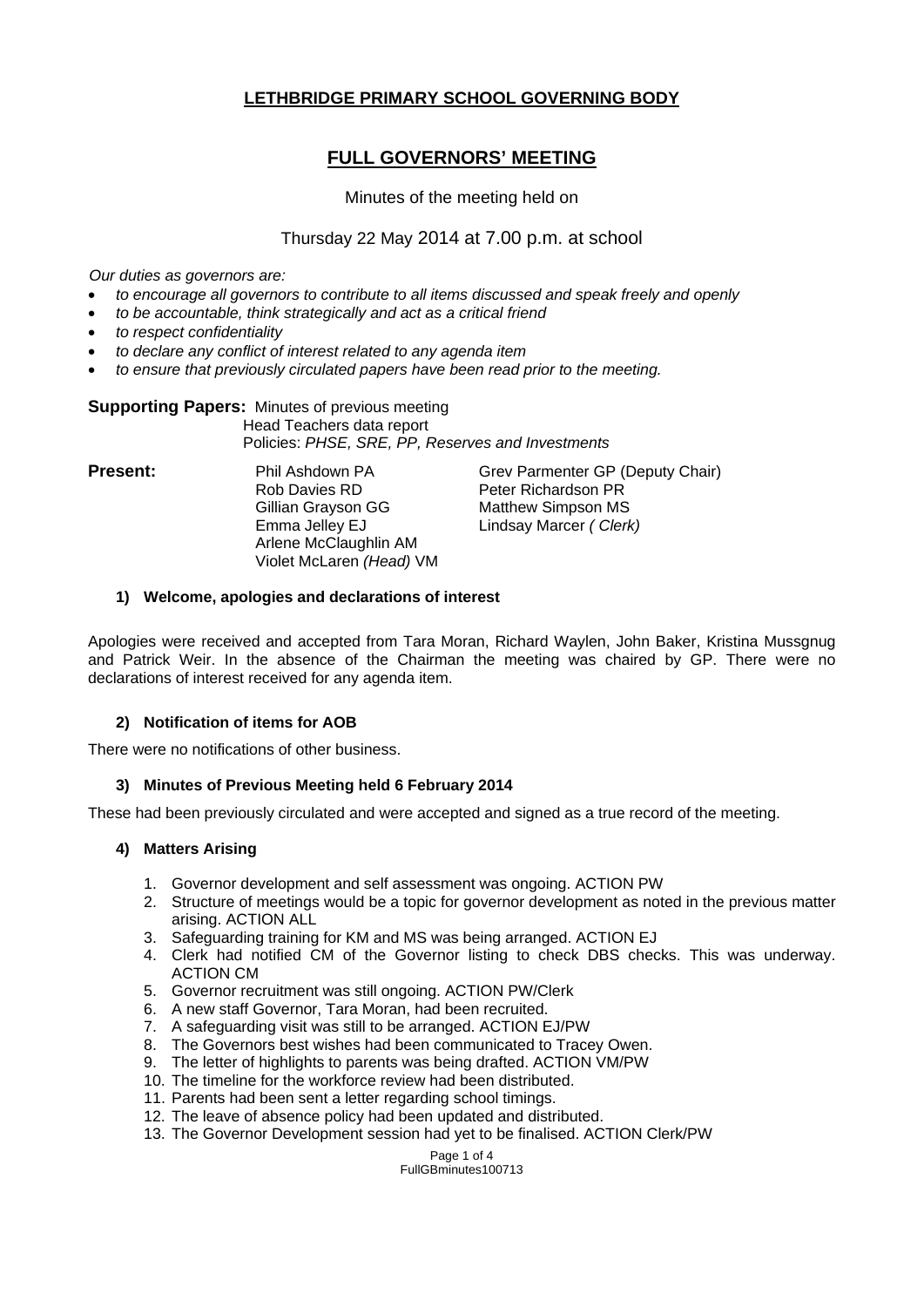# LETHBRIDGE PRIMARY SCHOOL GOVERNING BODY

## FULL GOVERNORS' MEETING

Minutes of the meeting held on

Thursday 22 May 2014 at 7.00 p.m. at school

*Our duties as governors are:*

- *to encourage all governors to contribute to all items discussed and speak freely and openly*
- *to be accountable, think strategically and act as a critical friend*
- *to respect confidentiality*
- *to declare any conflict of interest related to any agenda item*
- *to ensure that previously circulated papers have been read prior to the meeting.*

**Supporting Papers:** Minutes of previous meeting
Head Teachers data report
Policies: *PHSE, SRE, PP, Reserves and Investments*

**Present:**

Phil Ashdown PA
Rob Davies RD
Gillian Grayson GG
Emma Jelley EJ
Arlene McClaughlin AM
Violet McLaren *(Head)* VM
Grev Parmenter GP (Deputy Chair)
Peter Richardson PR
Matthew Simpson MS
Lindsay Marcer *( Clerk)*

### 1) Welcome, apologies and declarations of interest

Apologies were received and accepted from Tara Moran, Richard Waylen, John Baker, Kristina Mussgnug and Patrick Weir. In the absence of the Chairman the meeting was chaired by GP. There were no declarations of interest received for any agenda item.

### 2) Notification of items for AOB

There were no notifications of other business.

### 3) Minutes of Previous Meeting held 6 February 2014

These had been previously circulated and were accepted and signed as a true record of the meeting.

### 4) Matters Arising

1. Governor development and self assessment was ongoing. ACTION PW
2. Structure of meetings would be a topic for governor development as noted in the previous matter arising. ACTION ALL
3. Safeguarding training for KM and MS was being arranged. ACTION EJ
4. Clerk had notified CM of the Governor listing to check DBS checks. This was underway. ACTION CM
5. Governor recruitment was still ongoing. ACTION PW/Clerk
6. A new staff Governor, Tara Moran, had been recruited.
7. A safeguarding visit was still to be arranged. ACTION EJ/PW
8. The Governors best wishes had been communicated to Tracey Owen.
9. The letter of highlights to parents was being drafted. ACTION VM/PW
10. The timeline for the workforce review had been distributed.
11. Parents had been sent a letter regarding school timings.
12. The leave of absence policy had been updated and distributed.
13. The Governor Development session had yet to be finalised. ACTION Clerk/PW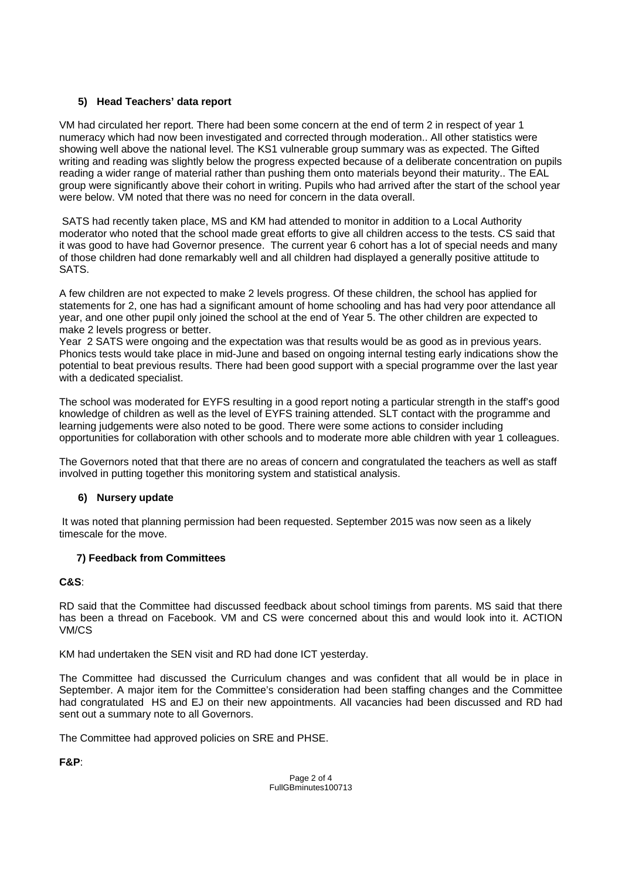### 5) Head Teachers' data report

VM had circulated her report. There had been some concern at the end of term 2 in respect of year 1 numeracy which had now been investigated and corrected through moderation.. All other statistics were showing well above the national level. The KS1 vulnerable group summary was as expected. The Gifted writing and reading was slightly below the progress expected because of a deliberate concentration on pupils reading a wider range of material rather than pushing them onto materials beyond their maturity.. The EAL group were significantly above their cohort in writing. Pupils who had arrived after the start of the school year were below. VM noted that there was no need for concern in the data overall.

SATS had recently taken place, MS and KM had attended to monitor in addition to a Local Authority moderator who noted that the school made great efforts to give all children access to the tests. CS said that it was good to have had Governor presence. The current year 6 cohort has a lot of special needs and many of those children had done remarkably well and all children had displayed a generally positive attitude to SATS.

A few children are not expected to make 2 levels progress. Of these children, the school has applied for statements for 2, one has had a significant amount of home schooling and has had very poor attendance all year, and one other pupil only joined the school at the end of Year 5. The other children are expected to make 2 levels progress or better.

Year 2 SATS were ongoing and the expectation was that results would be as good as in previous years. Phonics tests would take place in mid-June and based on ongoing internal testing early indications show the potential to beat previous results. There had been good support with a special programme over the last year with a dedicated specialist.

The school was moderated for EYFS resulting in a good report noting a particular strength in the staff's good knowledge of children as well as the level of EYFS training attended. SLT contact with the programme and learning judgements were also noted to be good. There were some actions to consider including opportunities for collaboration with other schools and to moderate more able children with year 1 colleagues.

The Governors noted that that there are no areas of concern and congratulated the teachers as well as staff involved in putting together this monitoring system and statistical analysis.

### 6) Nursery update

It was noted that planning permission had been requested. September 2015 was now seen as a likely timescale for the move.

### 7) Feedback from Committees

**C&S**:

RD said that the Committee had discussed feedback about school timings from parents. MS said that there has been a thread on Facebook. VM and CS were concerned about this and would look into it. ACTION VM/CS

KM had undertaken the SEN visit and RD had done ICT yesterday.

The Committee had discussed the Curriculum changes and was confident that all would be in place in September. A major item for the Committee's consideration had been staffing changes and the Committee had congratulated HS and EJ on their new appointments. All vacancies had been discussed and RD had sent out a summary note to all Governors.

The Committee had approved policies on SRE and PHSE.

**F&P**: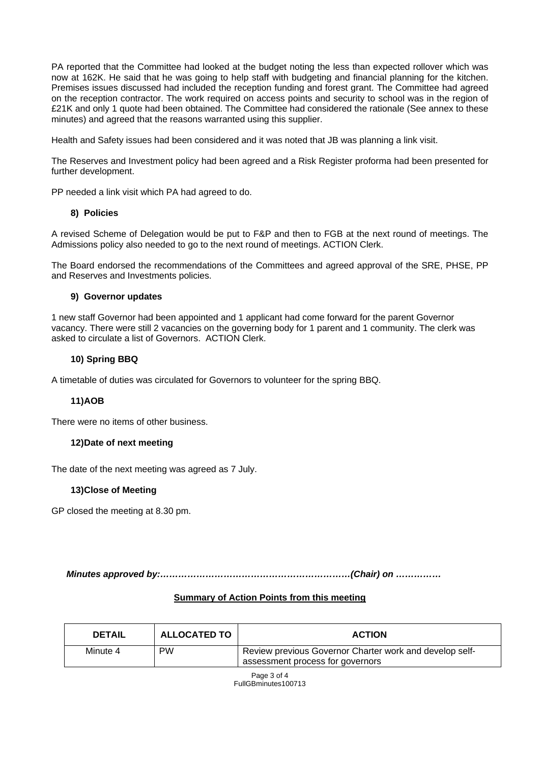PA reported that the Committee had looked at the budget noting the less than expected rollover which was now at 162K. He said that he was going to help staff with budgeting and financial planning for the kitchen. Premises issues discussed had included the reception funding and forest grant. The Committee had agreed on the reception contractor. The work required on access points and security to school was in the region of £21K and only 1 quote had been obtained. The Committee had considered the rationale (See annex to these minutes) and agreed that the reasons warranted using this supplier.

Health and Safety issues had been considered and it was noted that JB was planning a link visit.

The Reserves and Investment policy had been agreed and a Risk Register proforma had been presented for further development.

PP needed a link visit which PA had agreed to do.

### 8) Policies

A revised Scheme of Delegation would be put to F&P and then to FGB at the next round of meetings. The Admissions policy also needed to go to the next round of meetings. ACTION Clerk.

The Board endorsed the recommendations of the Committees and agreed approval of the SRE, PHSE, PP and Reserves and Investments policies.

### 9) Governor updates

1 new staff Governor had been appointed and 1 applicant had come forward for the parent Governor vacancy. There were still 2 vacancies on the governing body for 1 parent and 1 community. The clerk was asked to circulate a list of Governors. ACTION Clerk.

### 10) Spring BBQ

A timetable of duties was circulated for Governors to volunteer for the spring BBQ.

### 11)AOB

There were no items of other business.

### 12)Date of next meeting

The date of the next meeting was agreed as 7 July.

### 13)Close of Meeting

GP closed the meeting at 8.30 pm.

***Minutes approved by:………………………………………………………(Chair) on ……………***

**Summary of Action Points from this meeting**

| DETAIL | ALLOCATED TO | ACTION |
|---|---|---|
| Minute 4 | PW | Review previous Governor Charter work and develop self-assessment process for governors |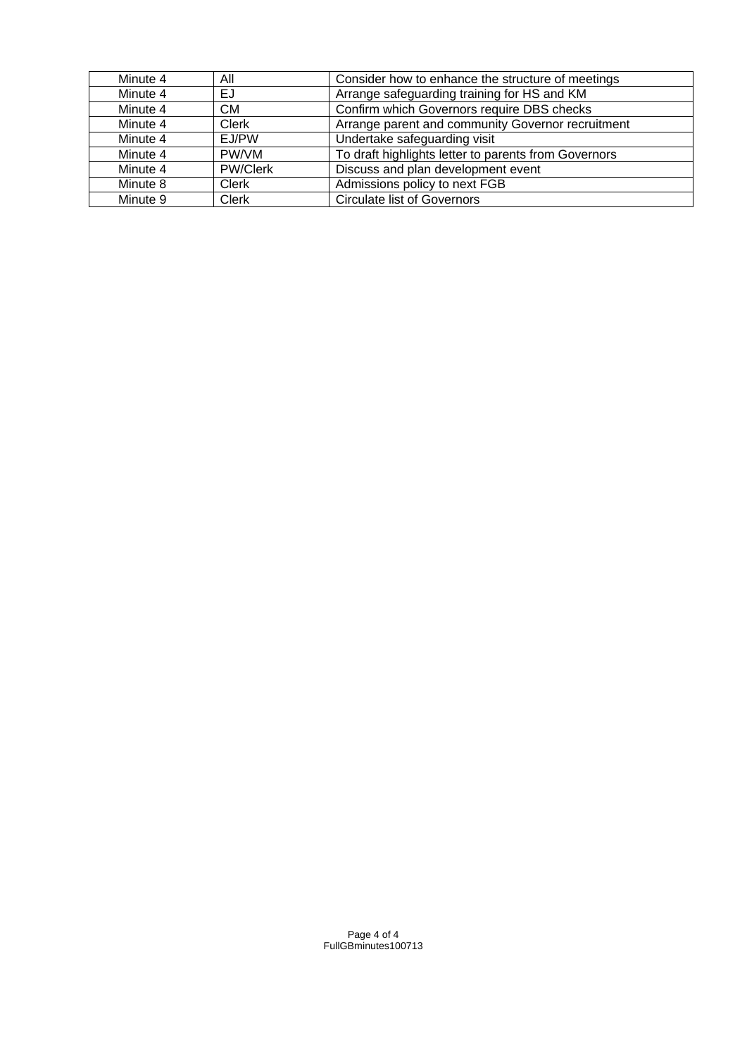| | | |
|---|---|---|
| Minute 4 | All | Consider how to enhance the structure of meetings |
| Minute 4 | EJ | Arrange safeguarding training for HS and KM |
| Minute 4 | CM | Confirm which Governors require DBS checks |
| Minute 4 | Clerk | Arrange parent and community Governor recruitment |
| Minute 4 | EJ/PW | Undertake safeguarding visit |
| Minute 4 | PW/VM | To draft highlights letter to parents from Governors |
| Minute 4 | PW/Clerk | Discuss and plan development event |
| Minute 8 | Clerk | Admissions policy to next FGB |
| Minute 9 | Clerk | Circulate list of Governors |